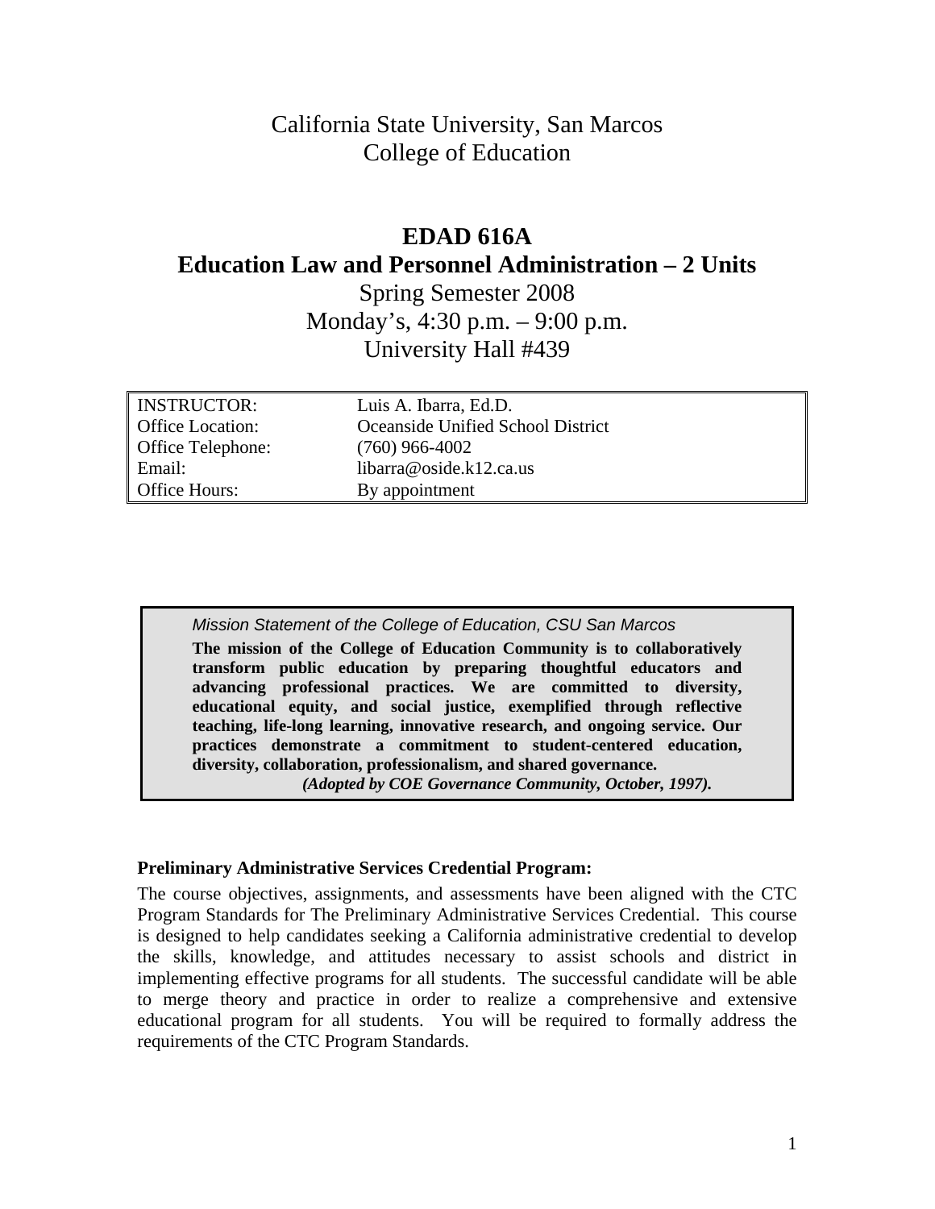# California State University, San Marcos
# College of Education

## EDAD 616A
## Education Law and Personnel Administration – 2 Units

Spring Semester 2008
Monday's, 4:30 p.m. – 9:00 p.m.
University Hall #439

| | |
|---|---|
| INSTRUCTOR: | Luis A. Ibarra, Ed.D. |
| Office Location: | Oceanside Unified School District |
| Office Telephone: | (760) 966-4002 |
| Email: | libarra@oside.k12.ca.us |
| Office Hours: | By appointment |

> *Mission Statement of the College of Education, CSU San Marcos*
>
> **The mission of the College of Education Community is to collaboratively transform public education by preparing thoughtful educators and advancing professional practices. We are committed to diversity, educational equity, and social justice, exemplified through reflective teaching, life-long learning, innovative research, and ongoing service. Our practices demonstrate a commitment to student-centered education, diversity, collaboration, professionalism, and shared governance.**
>
> ***(Adopted by COE Governance Community, October, 1997).***

**Preliminary Administrative Services Credential Program:**

The course objectives, assignments, and assessments have been aligned with the CTC Program Standards for The Preliminary Administrative Services Credential. This course is designed to help candidates seeking a California administrative credential to develop the skills, knowledge, and attitudes necessary to assist schools and district in implementing effective programs for all students. The successful candidate will be able to merge theory and practice in order to realize a comprehensive and extensive educational program for all students. You will be required to formally address the requirements of the CTC Program Standards.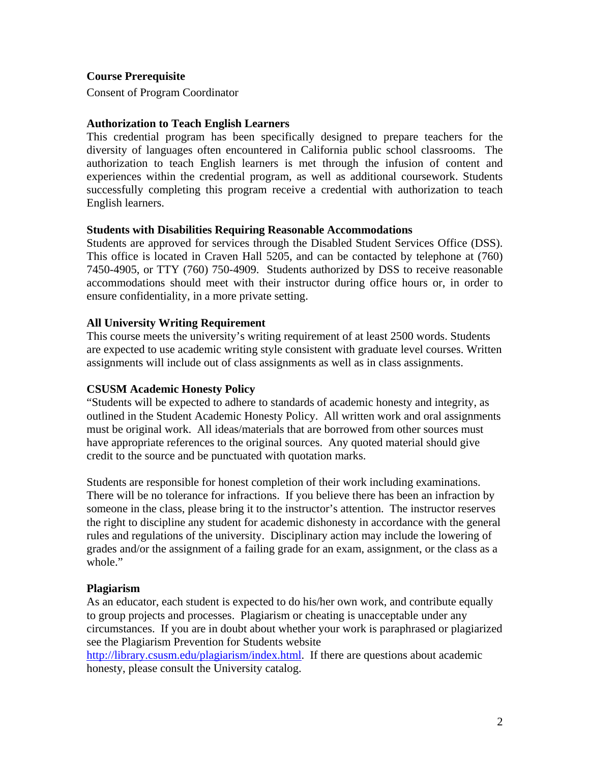### Course Prerequisite

Consent of Program Coordinator

### Authorization to Teach English Learners

This credential program has been specifically designed to prepare teachers for the diversity of languages often encountered in California public school classrooms. The authorization to teach English learners is met through the infusion of content and experiences within the credential program, as well as additional coursework. Students successfully completing this program receive a credential with authorization to teach English learners.

### Students with Disabilities Requiring Reasonable Accommodations

Students are approved for services through the Disabled Student Services Office (DSS). This office is located in Craven Hall 5205, and can be contacted by telephone at (760) 7450-4905, or TTY (760) 750-4909. Students authorized by DSS to receive reasonable accommodations should meet with their instructor during office hours or, in order to ensure confidentiality, in a more private setting.

### All University Writing Requirement

This course meets the university's writing requirement of at least 2500 words. Students are expected to use academic writing style consistent with graduate level courses. Written assignments will include out of class assignments as well as in class assignments.

### CSUSM Academic Honesty Policy

"Students will be expected to adhere to standards of academic honesty and integrity, as outlined in the Student Academic Honesty Policy. All written work and oral assignments must be original work. All ideas/materials that are borrowed from other sources must have appropriate references to the original sources. Any quoted material should give credit to the source and be punctuated with quotation marks.

Students are responsible for honest completion of their work including examinations. There will be no tolerance for infractions. If you believe there has been an infraction by someone in the class, please bring it to the instructor's attention. The instructor reserves the right to discipline any student for academic dishonesty in accordance with the general rules and regulations of the university. Disciplinary action may include the lowering of grades and/or the assignment of a failing grade for an exam, assignment, or the class as a whole."

### Plagiarism

As an educator, each student is expected to do his/her own work, and contribute equally to group projects and processes. Plagiarism or cheating is unacceptable under any circumstances. If you are in doubt about whether your work is paraphrased or plagiarized see the Plagiarism Prevention for Students website http://library.csusm.edu/plagiarism/index.html. If there are questions about academic honesty, please consult the University catalog.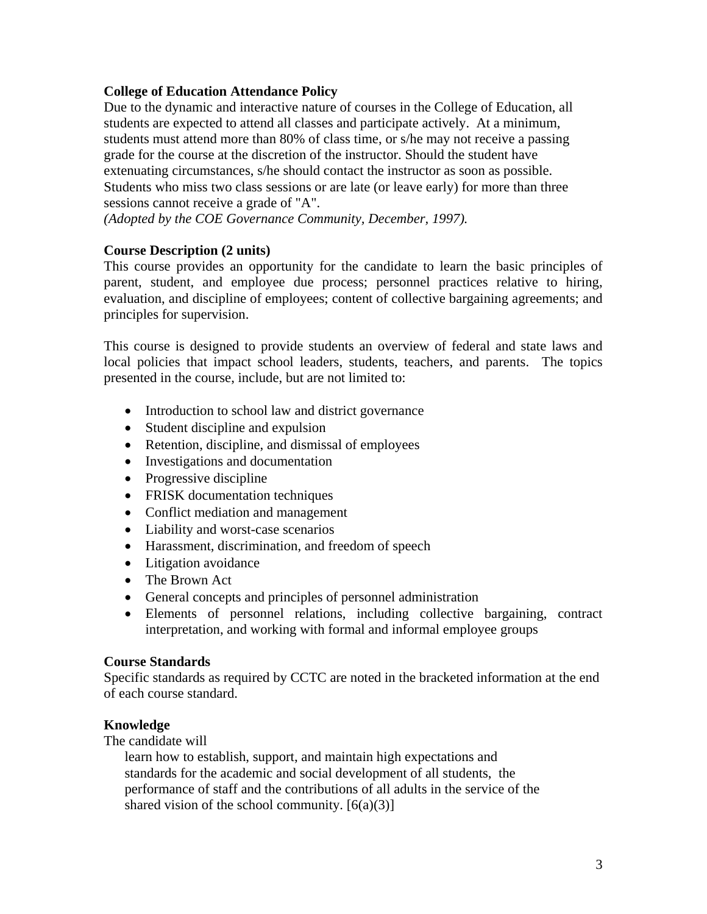**College of Education Attendance Policy**

Due to the dynamic and interactive nature of courses in the College of Education, all students are expected to attend all classes and participate actively. At a minimum, students must attend more than 80% of class time, or s/he may not receive a passing grade for the course at the discretion of the instructor. Should the student have extenuating circumstances, s/he should contact the instructor as soon as possible. Students who miss two class sessions or are late (or leave early) for more than three sessions cannot receive a grade of "A".

*(Adopted by the COE Governance Community, December, 1997).*

**Course Description (2 units)**

This course provides an opportunity for the candidate to learn the basic principles of parent, student, and employee due process; personnel practices relative to hiring, evaluation, and discipline of employees; content of collective bargaining agreements; and principles for supervision.

This course is designed to provide students an overview of federal and state laws and local policies that impact school leaders, students, teachers, and parents. The topics presented in the course, include, but are not limited to:

- Introduction to school law and district governance
- Student discipline and expulsion
- Retention, discipline, and dismissal of employees
- Investigations and documentation
- Progressive discipline
- FRISK documentation techniques
- Conflict mediation and management
- Liability and worst-case scenarios
- Harassment, discrimination, and freedom of speech
- Litigation avoidance
- The Brown Act
- General concepts and principles of personnel administration
- Elements of personnel relations, including collective bargaining, contract interpretation, and working with formal and informal employee groups

**Course Standards**

Specific standards as required by CCTC are noted in the bracketed information at the end of each course standard.

**Knowledge**

The candidate will

learn how to establish, support, and maintain high expectations and standards for the academic and social development of all students, the performance of staff and the contributions of all adults in the service of the shared vision of the school community. [6(a)(3)]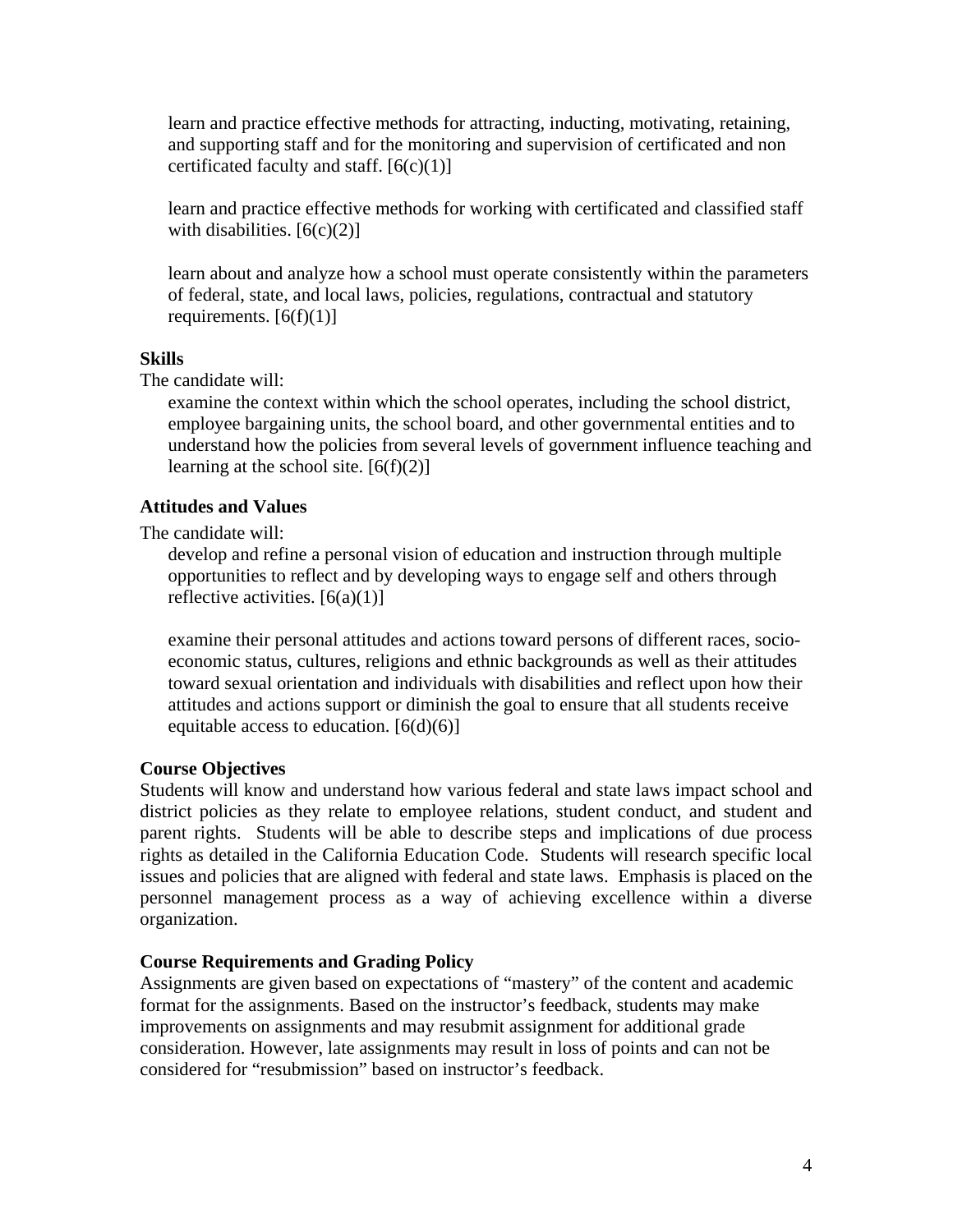learn and practice effective methods for attracting, inducting, motivating, retaining, and supporting staff and for the monitoring and supervision of certificated and non certificated faculty and staff. [6(c)(1)]

learn and practice effective methods for working with certificated and classified staff with disabilities. [6(c)(2)]

learn about and analyze how a school must operate consistently within the parameters of federal, state, and local laws, policies, regulations, contractual and statutory requirements. [6(f)(1)]

**Skills**

The candidate will:

examine the context within which the school operates, including the school district, employee bargaining units, the school board, and other governmental entities and to understand how the policies from several levels of government influence teaching and learning at the school site. [6(f)(2)]

**Attitudes and Values**

The candidate will:

develop and refine a personal vision of education and instruction through multiple opportunities to reflect and by developing ways to engage self and others through reflective activities. [6(a)(1)]

examine their personal attitudes and actions toward persons of different races, socio-economic status, cultures, religions and ethnic backgrounds as well as their attitudes toward sexual orientation and individuals with disabilities and reflect upon how their attitudes and actions support or diminish the goal to ensure that all students receive equitable access to education. [6(d)(6)]

**Course Objectives**

Students will know and understand how various federal and state laws impact school and district policies as they relate to employee relations, student conduct, and student and parent rights. Students will be able to describe steps and implications of due process rights as detailed in the California Education Code. Students will research specific local issues and policies that are aligned with federal and state laws. Emphasis is placed on the personnel management process as a way of achieving excellence within a diverse organization.

**Course Requirements and Grading Policy**

Assignments are given based on expectations of "mastery" of the content and academic format for the assignments. Based on the instructor's feedback, students may make improvements on assignments and may resubmit assignment for additional grade consideration. However, late assignments may result in loss of points and can not be considered for "resubmission" based on instructor's feedback.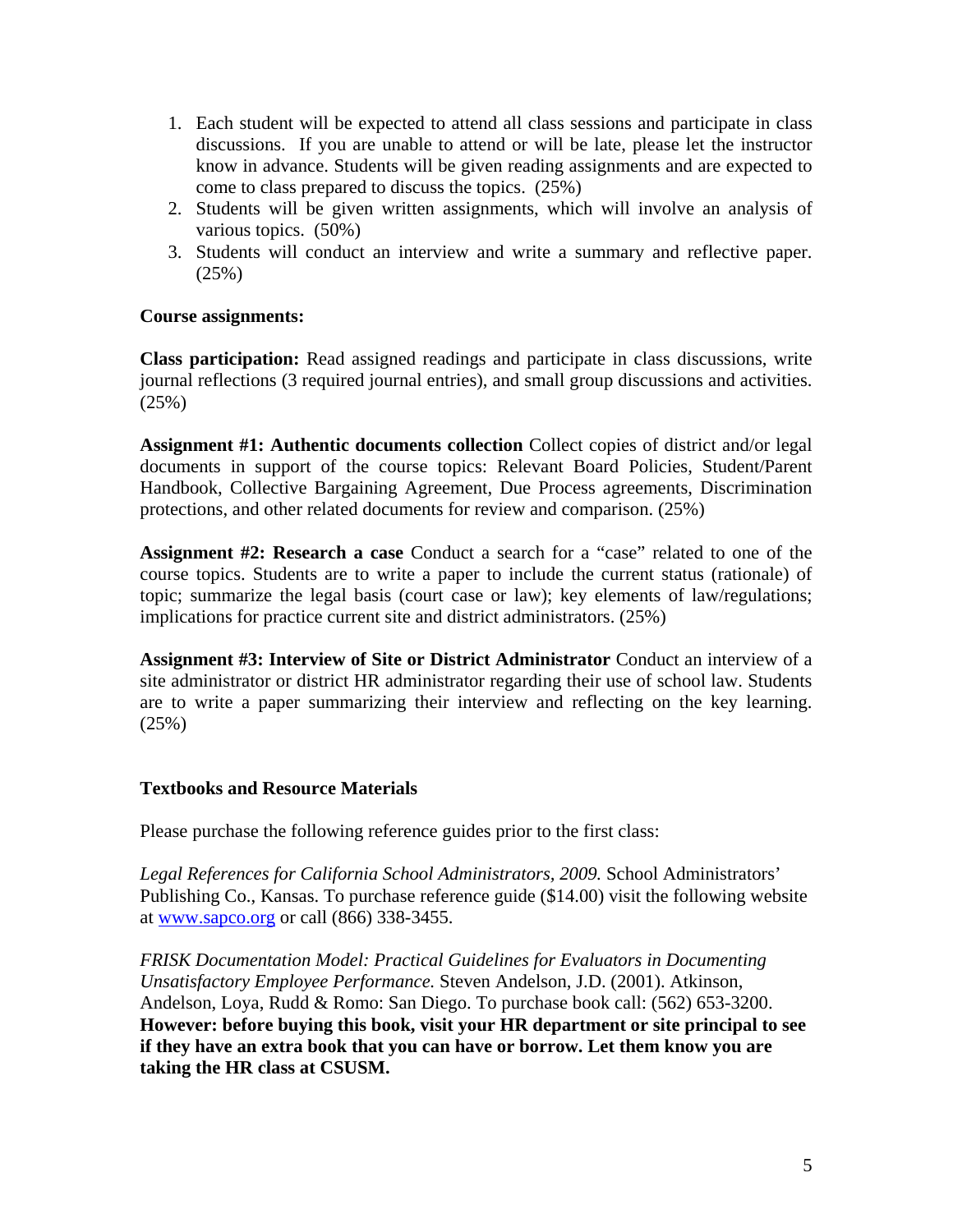1. Each student will be expected to attend all class sessions and participate in class discussions. If you are unable to attend or will be late, please let the instructor know in advance. Students will be given reading assignments and are expected to come to class prepared to discuss the topics. (25%)
2. Students will be given written assignments, which will involve an analysis of various topics. (50%)
3. Students will conduct an interview and write a summary and reflective paper. (25%)

**Course assignments:**

**Class participation:** Read assigned readings and participate in class discussions, write journal reflections (3 required journal entries), and small group discussions and activities. (25%)

**Assignment #1: Authentic documents collection** Collect copies of district and/or legal documents in support of the course topics: Relevant Board Policies, Student/Parent Handbook, Collective Bargaining Agreement, Due Process agreements, Discrimination protections, and other related documents for review and comparison. (25%)

**Assignment #2: Research a case** Conduct a search for a "case" related to one of the course topics. Students are to write a paper to include the current status (rationale) of topic; summarize the legal basis (court case or law); key elements of law/regulations; implications for practice current site and district administrators. (25%)

**Assignment #3: Interview of Site or District Administrator** Conduct an interview of a site administrator or district HR administrator regarding their use of school law. Students are to write a paper summarizing their interview and reflecting on the key learning. (25%)

**Textbooks and Resource Materials**

Please purchase the following reference guides prior to the first class:

*Legal References for California School Administrators, 2009.* School Administrators' Publishing Co., Kansas. To purchase reference guide ($14.00) visit the following website at www.sapco.org or call (866) 338-3455.

*FRISK Documentation Model: Practical Guidelines for Evaluators in Documenting Unsatisfactory Employee Performance.* Steven Andelson, J.D. (2001). Atkinson, Andelson, Loya, Rudd & Romo: San Diego. To purchase book call: (562) 653-3200. **However: before buying this book, visit your HR department or site principal to see if they have an extra book that you can have or borrow. Let them know you are taking the HR class at CSUSM.**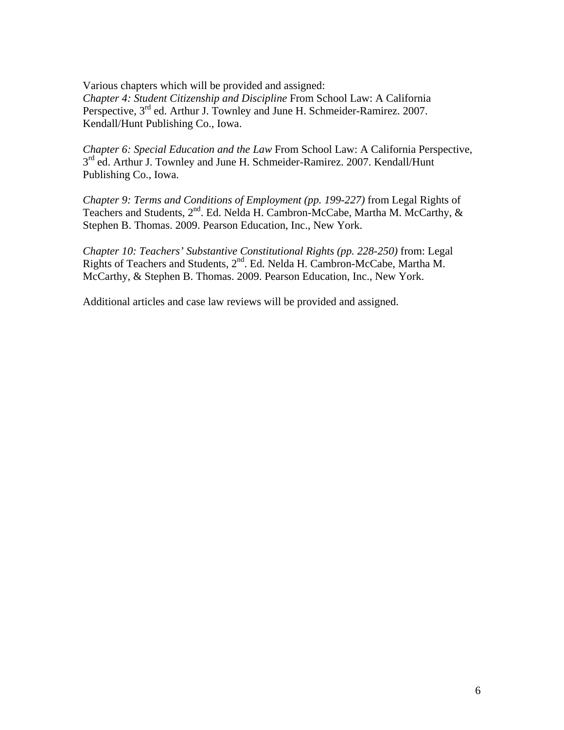Various chapters which will be provided and assigned:
*Chapter 4: Student Citizenship and Discipline* From School Law: A California Perspective, 3rd ed. Arthur J. Townley and June H. Schmeider-Ramirez. 2007. Kendall/Hunt Publishing Co., Iowa.

*Chapter 6: Special Education and the Law* From School Law: A California Perspective, 3rd ed. Arthur J. Townley and June H. Schmeider-Ramirez. 2007. Kendall/Hunt Publishing Co., Iowa.

*Chapter 9: Terms and Conditions of Employment (pp. 199-227)* from Legal Rights of Teachers and Students, 2nd. Ed. Nelda H. Cambron-McCabe, Martha M. McCarthy, & Stephen B. Thomas. 2009. Pearson Education, Inc., New York.

*Chapter 10: Teachers' Substantive Constitutional Rights (pp. 228-250)* from: Legal Rights of Teachers and Students, 2nd. Ed. Nelda H. Cambron-McCabe, Martha M. McCarthy, & Stephen B. Thomas. 2009. Pearson Education, Inc., New York.

Additional articles and case law reviews will be provided and assigned.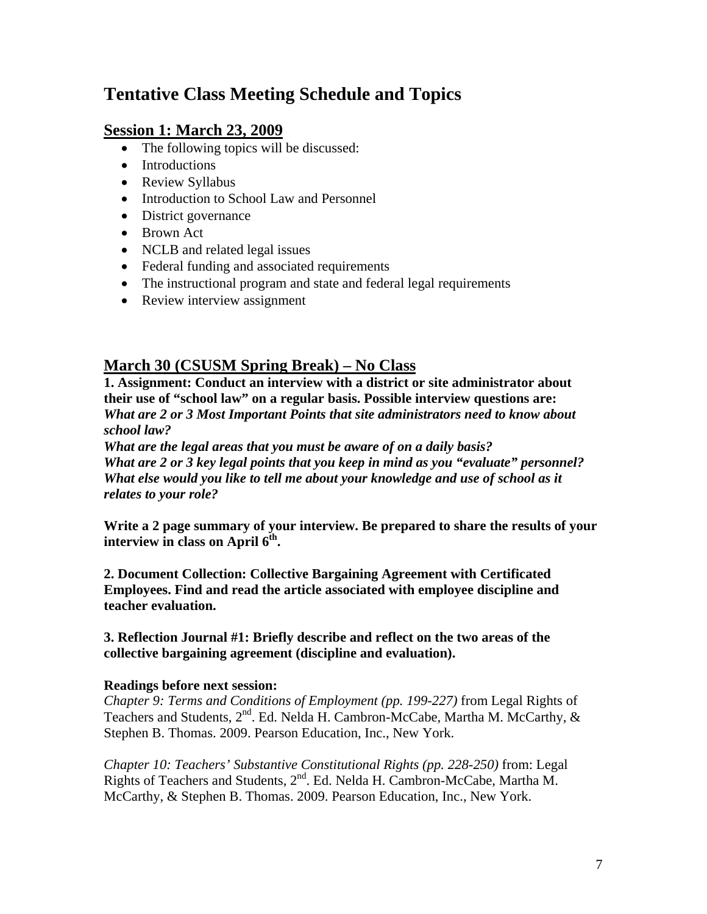# Tentative Class Meeting Schedule and Topics

## Session 1: March 23, 2009

- The following topics will be discussed:
- Introductions
- Review Syllabus
- Introduction to School Law and Personnel
- District governance
- Brown Act
- NCLB and related legal issues
- Federal funding and associated requirements
- The instructional program and state and federal legal requirements
- Review interview assignment

## March 30 (CSUSM Spring Break) – No Class

**1. Assignment: Conduct an interview with a district or site administrator about their use of "school law" on a regular basis. Possible interview questions are:**
***What are 2 or 3 Most Important Points that site administrators need to know about school law?***
***What are the legal areas that you must be aware of on a daily basis?***
***What are 2 or 3 key legal points that you keep in mind as you "evaluate" personnel?***
***What else would you like to tell me about your knowledge and use of school as it relates to your role?***

**Write a 2 page summary of your interview. Be prepared to share the results of your interview in class on April 6th.**

**2. Document Collection: Collective Bargaining Agreement with Certificated Employees. Find and read the article associated with employee discipline and teacher evaluation.**

**3. Reflection Journal #1: Briefly describe and reflect on the two areas of the collective bargaining agreement (discipline and evaluation).**

**Readings before next session:**
*Chapter 9: Terms and Conditions of Employment (pp. 199-227)* from Legal Rights of Teachers and Students, 2nd. Ed. Nelda H. Cambron-McCabe, Martha M. McCarthy, & Stephen B. Thomas. 2009. Pearson Education, Inc., New York.

*Chapter 10: Teachers' Substantive Constitutional Rights (pp. 228-250)* from: Legal Rights of Teachers and Students, 2nd. Ed. Nelda H. Cambron-McCabe, Martha M. McCarthy, & Stephen B. Thomas. 2009. Pearson Education, Inc., New York.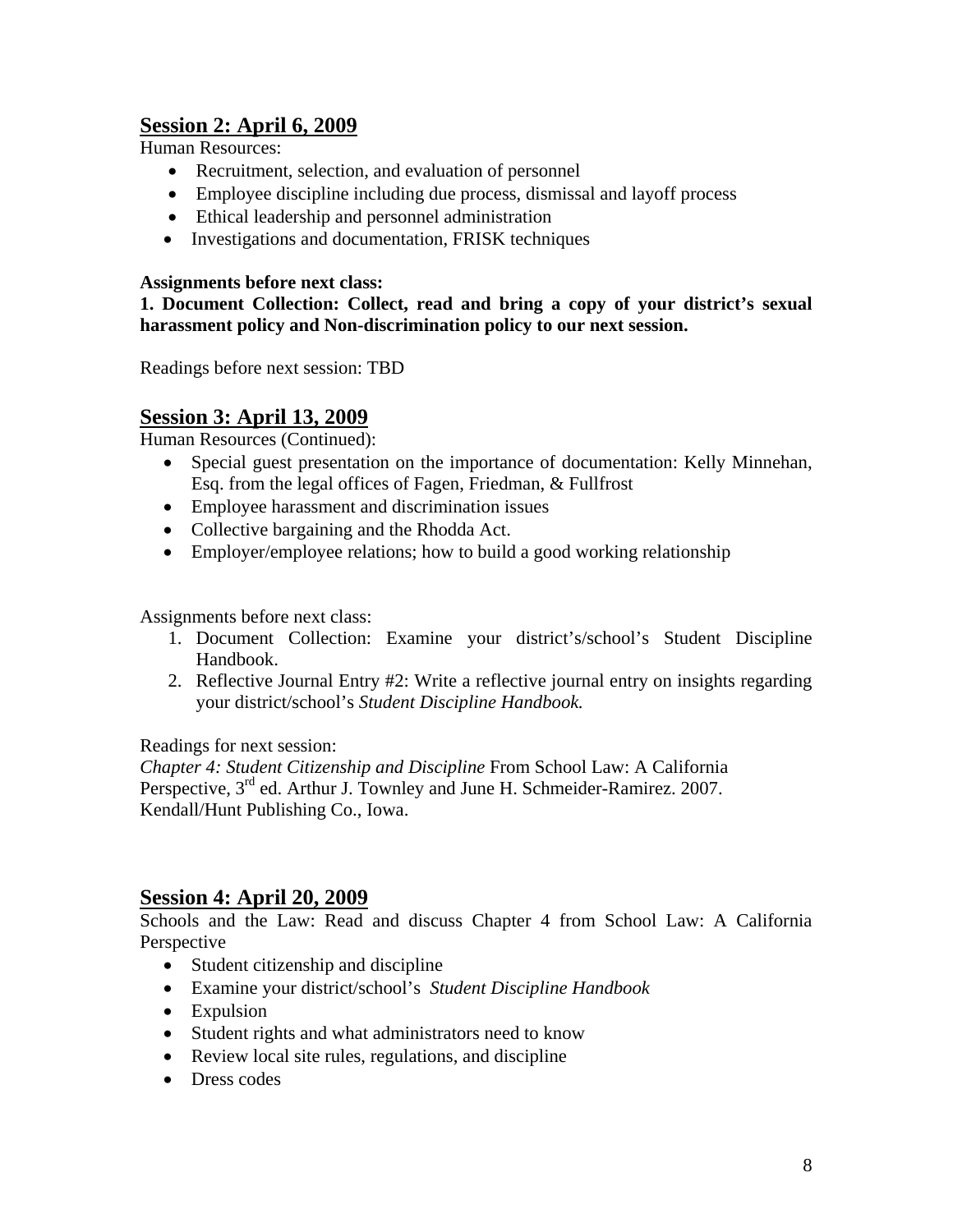## Session 2: April 6, 2009

Human Resources:

- Recruitment, selection, and evaluation of personnel
- Employee discipline including due process, dismissal and layoff process
- Ethical leadership and personnel administration
- Investigations and documentation, FRISK techniques

**Assignments before next class:**

**1. Document Collection: Collect, read and bring a copy of your district's sexual harassment policy and Non-discrimination policy to our next session.**

Readings before next session: TBD

## Session 3: April 13, 2009

Human Resources (Continued):

- Special guest presentation on the importance of documentation: Kelly Minnehan, Esq. from the legal offices of Fagen, Friedman, & Fullfrost
- Employee harassment and discrimination issues
- Collective bargaining and the Rhodda Act.
- Employer/employee relations; how to build a good working relationship

Assignments before next class:

1. Document Collection: Examine your district's/school's Student Discipline Handbook.
2. Reflective Journal Entry #2: Write a reflective journal entry on insights regarding your district/school's *Student Discipline Handbook.*

Readings for next session:
*Chapter 4: Student Citizenship and Discipline* From School Law: A California Perspective, 3rd ed. Arthur J. Townley and June H. Schmeider-Ramirez. 2007. Kendall/Hunt Publishing Co., Iowa.

## Session 4: April 20, 2009

Schools and the Law: Read and discuss Chapter 4 from School Law: A California Perspective

- Student citizenship and discipline
- Examine your district/school's *Student Discipline Handbook*
- Expulsion
- Student rights and what administrators need to know
- Review local site rules, regulations, and discipline
- Dress codes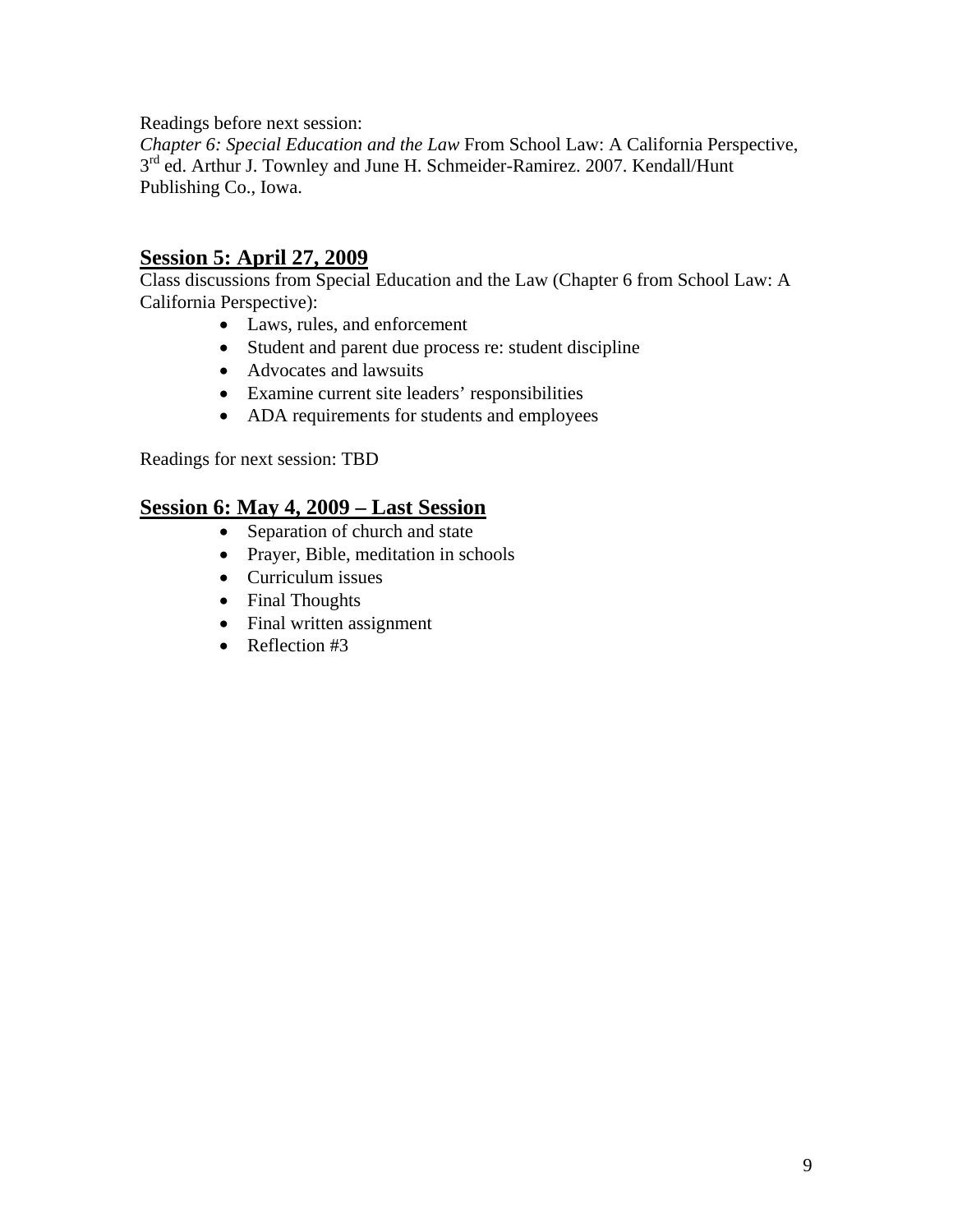Readings before next session:
*Chapter 6: Special Education and the Law* From School Law: A California Perspective, 3rd ed. Arthur J. Townley and June H. Schmeider-Ramirez. 2007. Kendall/Hunt Publishing Co., Iowa.

## Session 5: April 27, 2009

Class discussions from Special Education and the Law (Chapter 6 from School Law: A California Perspective):

- Laws, rules, and enforcement
- Student and parent due process re: student discipline
- Advocates and lawsuits
- Examine current site leaders' responsibilities
- ADA requirements for students and employees

Readings for next session: TBD

## Session 6: May 4, 2009 – Last Session

- Separation of church and state
- Prayer, Bible, meditation in schools
- Curriculum issues
- Final Thoughts
- Final written assignment
- Reflection #3